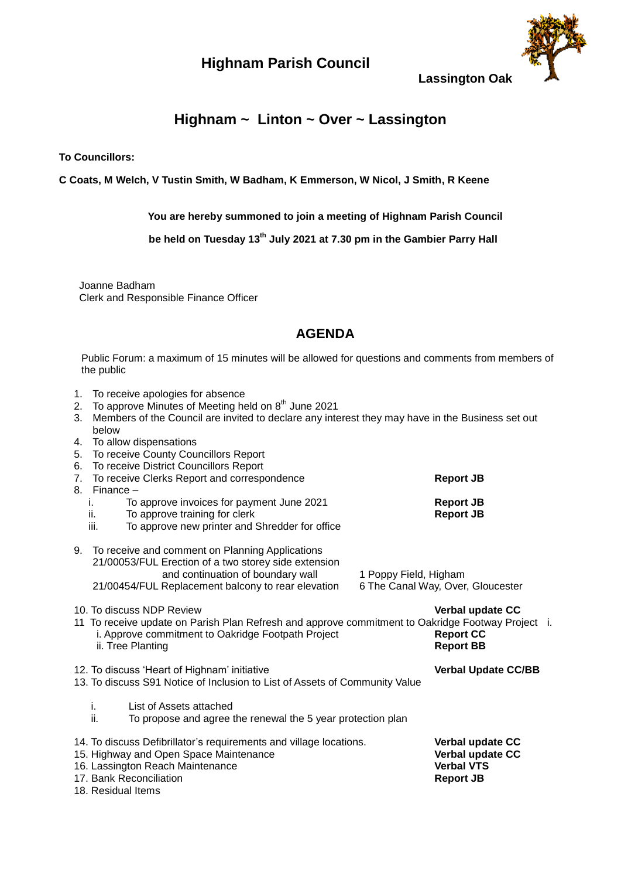# Highnam Parish Council

**Lassington Oak**

## Highnam ~ Linton ~ Over ~ Lassington

**To Councillors:**

**C Coats, M Welch, V Tustin Smith, W Badham, K Emmerson, W Nicol, J Smith, R Keene**

**You are hereby summoned to join a meeting of Highnam Parish Council**

**be held on Tuesday 13th July 2021 at 7.30 pm in the Gambier Parry Hall**

Joanne Badham
Clerk and Responsible Finance Officer

## AGENDA

Public Forum: a maximum of 15 minutes will be allowed for questions and comments from members of the public

1. To receive apologies for absence
2. To approve Minutes of Meeting held on 8th June 2021
3. Members of the Council are invited to declare any interest they may have in the Business set out below
4. To allow dispensations
5. To receive County Councillors Report
6. To receive District Councillors Report
7. To receive Clerks Report and correspondence — **Report JB**
8. Finance –
   - i. To approve invoices for payment June 2021 — **Report JB**
   - ii. To approve training for clerk — **Report JB**
   - iii. To approve new printer and Shredder for office
9. To receive and comment on Planning Applications
   - 21/00053/FUL Erection of a two storey side extension and continuation of boundary wall — 1 Poppy Field, Higham
   - 21/00454/FUL Replacement balcony to rear elevation — 6 The Canal Way, Over, Gloucester
10. To discuss NDP Review — **Verbal update CC**
11. To receive update on Parish Plan Refresh and approve commitment to Oakridge Footway Project i.
    - i. Approve commitment to Oakridge Footpath Project — **Report CC**
    - ii. Tree Planting — **Report BB**
12. To discuss 'Heart of Highnam' initiative — **Verbal Update CC/BB**
13. To discuss S91 Notice of Inclusion to List of Assets of Community Value
    - i. List of Assets attached
    - ii. To propose and agree the renewal the 5 year protection plan
14. To discuss Defibrillator's requirements and village locations. — **Verbal update CC**
15. Highway and Open Space Maintenance — **Verbal update CC**
16. Lassington Reach Maintenance — **Verbal VTS**
17. Bank Reconciliation — **Report JB**
18. Residual Items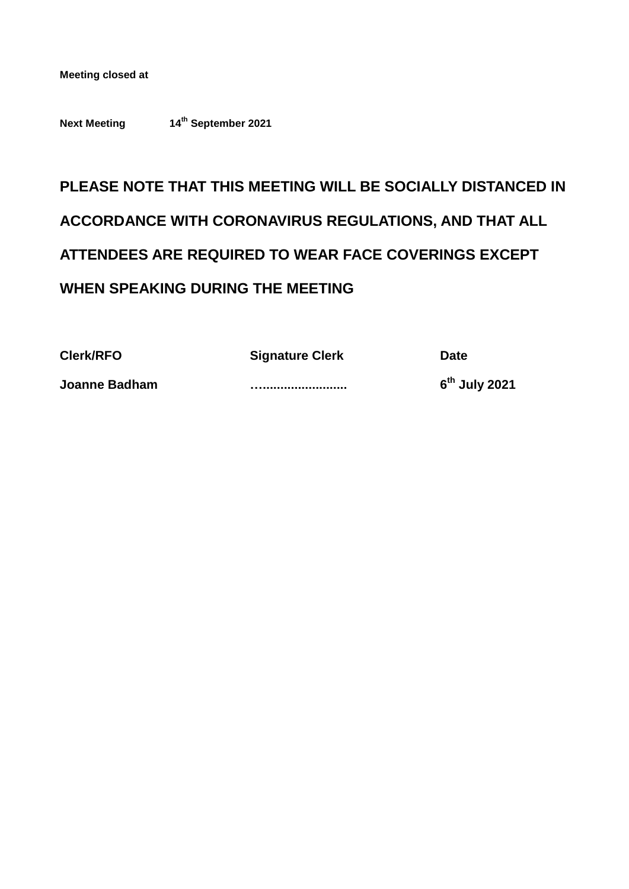**Meeting closed at**

**Next Meeting 14th September 2021**

**PLEASE NOTE THAT THIS MEETING WILL BE SOCIALLY DISTANCED IN ACCORDANCE WITH CORONAVIRUS REGULATIONS, AND THAT ALL ATTENDEES ARE REQUIRED TO WEAR FACE COVERINGS EXCEPT WHEN SPEAKING DURING THE MEETING**

| | | |
|---|---|---|
| **Clerk/RFO** | **Signature Clerk** | **Date** |
| **Joanne Badham** | **…........................** | **6th July 2021** |